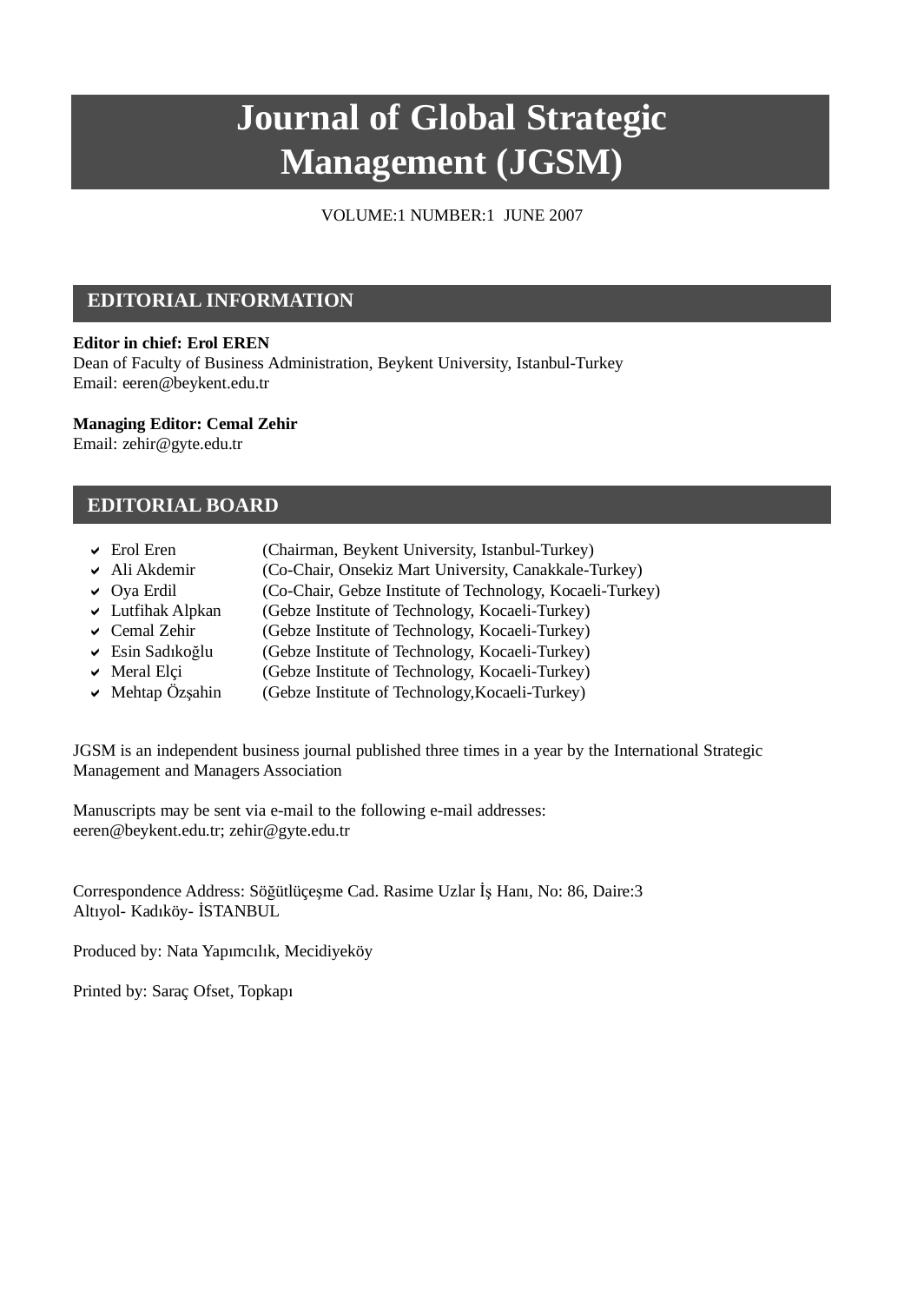# Journal of Global Strategic Management (JGSM)

VOLUME:1 NUMBER:1 JUNE 2007

## EDITORIAL INFORMATION

**Editor in chief: Erol EREN**
Dean of Faculty of Business Administration, Beykent University, Istanbul-Turkey
Email: eeren@beykent.edu.tr

**Managing Editor: Cemal Zehir**
Email: zehir@gyte.edu.tr

## EDITORIAL BOARD

- Erol Eren (Chairman, Beykent University, Istanbul-Turkey)
- Ali Akdemir (Co-Chair, Onsekiz Mart University, Canakkale-Turkey)
- Oya Erdil (Co-Chair, Gebze Institute of Technology, Kocaeli-Turkey)
- Lutfihak Alpkan (Gebze Institute of Technology, Kocaeli-Turkey)
- Cemal Zehir (Gebze Institute of Technology, Kocaeli-Turkey)
- Esin Sadıkoğlu (Gebze Institute of Technology, Kocaeli-Turkey)
- Meral Elçi (Gebze Institute of Technology, Kocaeli-Turkey)
- Mehtap Özşahin (Gebze Institute of Technology,Kocaeli-Turkey)

JGSM is an independent business journal published three times in a year by the International Strategic Management and Managers Association

Manuscripts may be sent via e-mail to the following e-mail addresses:
eeren@beykent.edu.tr; zehir@gyte.edu.tr

Correspondence Address: Söğütlüçeşme Cad. Rasime Uzlar İş Hanı, No: 86, Daire:3
Altıyol- Kadıköy- İSTANBUL

Produced by: Nata Yapımcılık, Mecidiyeköy

Printed by: Saraç Ofset, Topkapı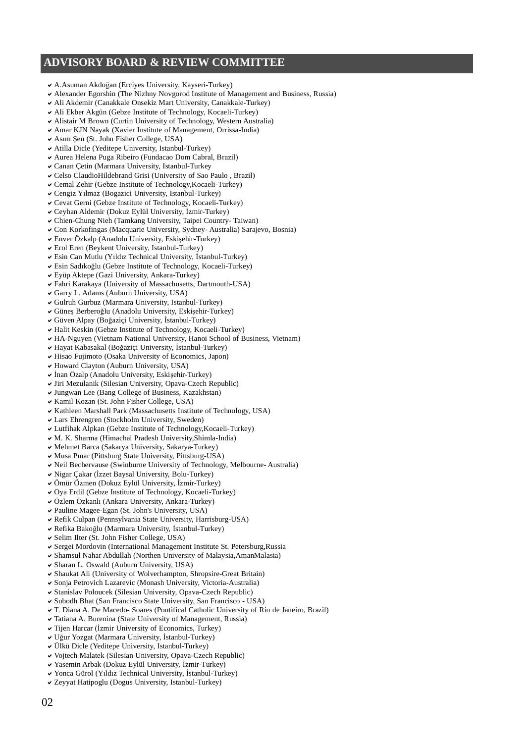## ADVISORY BOARD & REVIEW COMMITTEE

- A.Asuman Akdoğan (Erciyes University, Kayseri-Turkey)
- Alexander Egorshin (The Nizhny Novgorod Institute of Management and Business, Russia)
- Ali Akdemir (Canakkale Onsekiz Mart University, Canakkale-Turkey)
- Ali Ekber Akgün (Gebze Institute of Technology, Kocaeli-Turkey)
- Alistair M Brown (Curtin University of Technology, Western Australia)
- Amar KJN Nayak (Xavier Institute of Management, Orrissa-India)
- Asım Şen (St. John Fisher College, USA)
- Atilla Dicle (Yeditepe University, Istanbul-Turkey)
- Aurea Helena Puga Ribeiro (Fundacao Dom Cabral, Brazil)
- Canan Çetin (Marmara University, Istanbul-Turkey
- Celso ClaudioHildebrand Grisi (University of Sao Paulo , Brazil)
- Cemal Zehir (Gebze Institute of Technology,Kocaeli-Turkey)
- Cengiz Yılmaz (Bogazici University, Istanbul-Turkey)
- Cevat Gerni (Gebze Institute of Technology, Kocaeli-Turkey)
- Ceyhan Aldemir (Dokuz Eylül University, İzmir-Turkey)
- Chien-Chung Nieh (Tamkang University, Taipei Country- Taiwan)
- Con Korkofingas (Macquarie University, Sydney- Australia) Sarajevo, Bosnia)
- Enver Özkalp (Anadolu University, Eskişehir-Turkey)
- Erol Eren (Beykent University, Istanbul-Turkey)
- Esin Can Mutlu (Yıldız Technical University, İstanbul-Turkey)
- Esin Sadıkoğlu (Gebze Institute of Technology, Kocaeli-Turkey)
- Eyüp Aktepe (Gazi University, Ankara-Turkey)
- Fahri Karakaya (University of Massachusetts, Dartmouth-USA)
- Garry L. Adams (Auburn University, USA)
- Gulruh Gurbuz (Marmara University, Istanbul-Turkey)
- Güneş Berberoğlu (Anadolu University, Eskişehir-Turkey)
- Güven Alpay (Boğaziçi University, İstanbul-Turkey)
- Halit Keskin (Gebze Institute of Technology, Kocaeli-Turkey)
- HA-Nguyen (Vietnam National University, Hanoi School of Business, Vietnam)
- Hayat Kabasakal (Boğaziçi University, İstanbul-Turkey)
- Hisao Fujimoto (Osaka University of Economics, Japon)
- Howard Clayton (Auburn University, USA)
- İnan Özalp (Anadolu University, Eskişehir-Turkey)
- Jiri Mezulanik (Silesian University, Opava-Czech Republic)
- Jungwan Lee (Bang College of Business, Kazakhstan)
- Kamil Kozan (St. John Fisher College, USA)
- Kathleen Marshall Park (Massachusetts Institute of Technology, USA)
- Lars Ehrengren (Stockholm University, Sweden)
- Lutfihak Alpkan (Gebze Institute of Technology,Kocaeli-Turkey)
- M. K. Sharma (Himachal Pradesh University,Shimla-India)
- Mehmet Barca (Sakarya University, Sakarya-Turkey)
- Musa Pınar (Pittsburg State University, Pittsburg-USA)
- Neil Bechervause (Swinburne University of Technology, Melbourne- Australia)
- Nigar Çakar (İzzet Baysal University, Bolu-Turkey)
- Ömür Özmen (Dokuz Eylül University, İzmir-Turkey)
- Oya Erdil (Gebze Institute of Technology, Kocaeli-Turkey)
- Özlem Özkanlı (Ankara University, Ankara-Turkey)
- Pauline Magee-Egan (St. John's University, USA)
- Refik Culpan (Pennsylvania State University, Harrisburg-USA)
- Refika Bakoğlu (Marmara University, İstanbul-Turkey)
- Selim Ilter (St. John Fisher College, USA)
- Sergei Mordovin (International Management Institute St. Petersburg,Russia
- Shamsul Nahar Abdullah (Northen University of Malaysia,AmanMalasia)
- Sharan L. Oswald (Auburn University, USA)
- Shaukat Ali (University of Wolverhampton, Shropsire-Great Britain)
- Sonja Petrovich Lazarevic (Monash University, Victoria-Australia)
- Stanislav Poloucek (Silesian University, Opava-Czech Republic)
- Subodh Bhat (San Francisco State University, San Francisco - USA)
- T. Diana A. De Macedo- Soares (Pontifical Catholic University of Rio de Janeiro, Brazil)
- Tatiana A. Burenina (State University of Management, Russia)
- Tijen Harcar (İzmir University of Economics, Turkey)
- Uğur Yozgat (Marmara University, İstanbul-Turkey)
- Ülkü Dicle (Yeditepe University, Istanbul-Turkey)
- Vojtech Malatek (Silesian University, Opava-Czech Republic)
- Yasemin Arbak (Dokuz Eylül University, İzmir-Turkey)
- Yonca Gürol (Yıldız Technical University, İstanbul-Turkey)
- Zeyyat Hatipoglu (Dogus University, Istanbul-Turkey)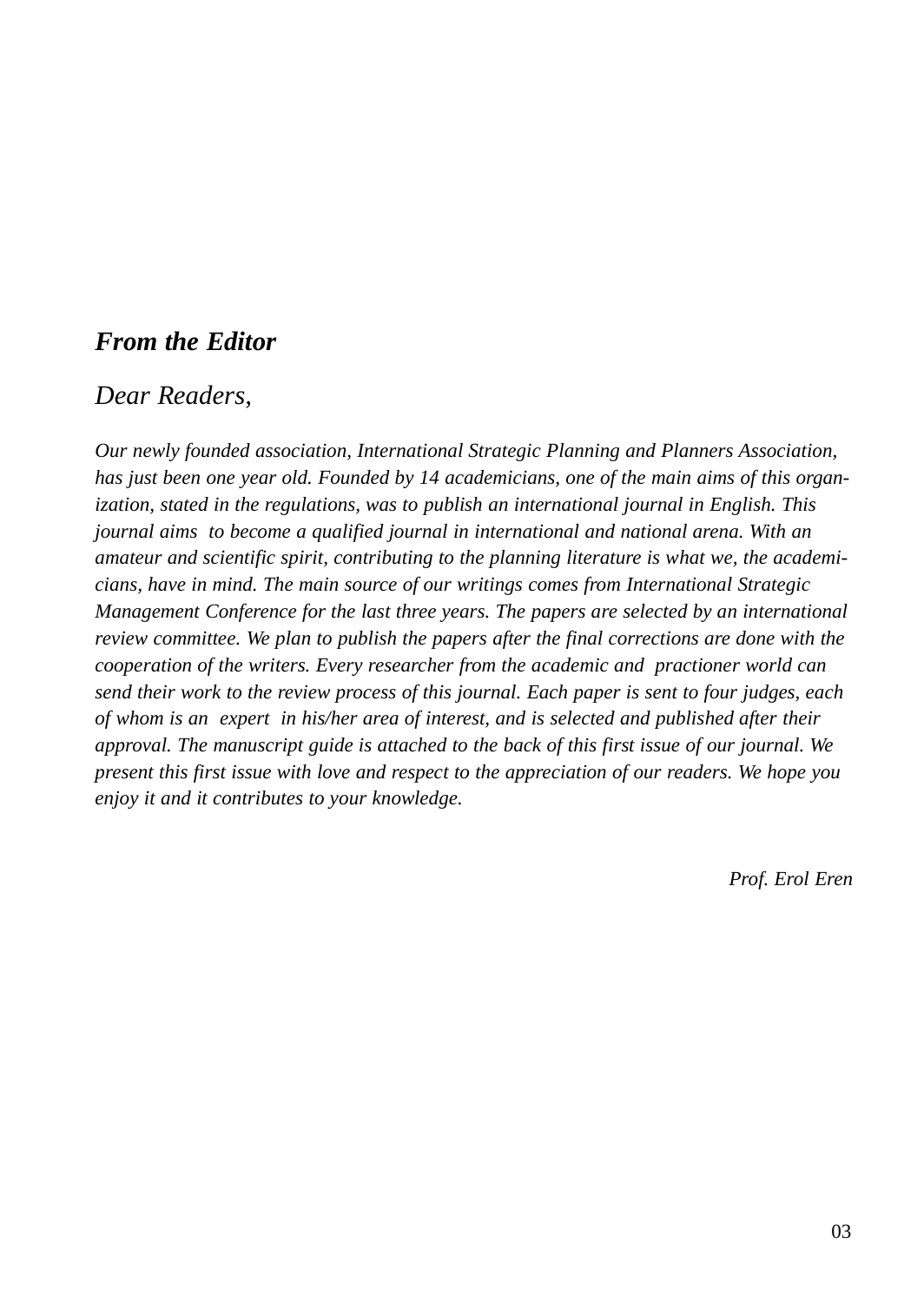## *From the Editor*

*Dear Readers,*

*Our newly founded association, International Strategic Planning and Planners Association, has just been one year old. Founded by 14 academicians, one of the main aims of this organization, stated in the regulations, was to publish an international journal in English. This journal aims to become a qualified journal in international and national arena. With an amateur and scientific spirit, contributing to the planning literature is what we, the academicians, have in mind. The main source of our writings comes from International Strategic Management Conference for the last three years. The papers are selected by an international review committee. We plan to publish the papers after the final corrections are done with the cooperation of the writers. Every researcher from the academic and practioner world can send their work to the review process of this journal. Each paper is sent to four judges, each of whom is an expert in his/her area of interest, and is selected and published after their approval. The manuscript guide is attached to the back of this first issue of our journal. We present this first issue with love and respect to the appreciation of our readers. We hope you enjoy it and it contributes to your knowledge.*

*Prof. Erol Eren*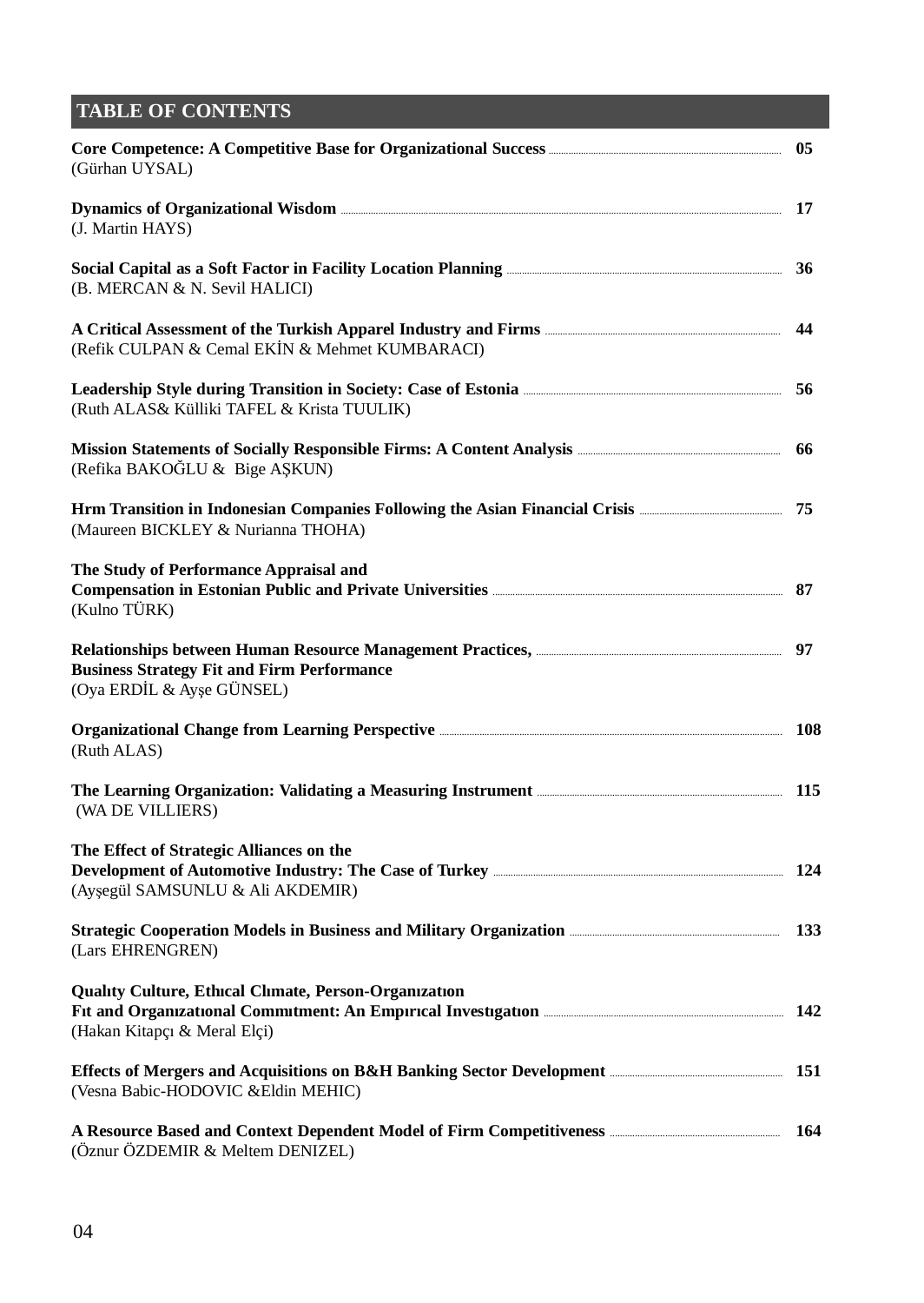## TABLE OF CONTENTS

**Core Competence: A Competitive Base for Organizational Success** .......... **05**
(Gürhan UYSAL)

**Dynamics of Organizational Wisdom** .......... **17**
(J. Martin HAYS)

**Social Capital as a Soft Factor in Facility Location Planning** .......... **36**
(B. MERCAN & N. Sevil HALICI)

**A Critical Assessment of the Turkish Apparel Industry and Firms** .......... **44**
(Refik CULPAN & Cemal EKİN & Mehmet KUMBARACI)

**Leadership Style during Transition in Society: Case of Estonia** .......... **56**
(Ruth ALAS& Külliki TAFEL & Krista TUULIK)

**Mission Statements of Socially Responsible Firms: A Content Analysis** .......... **66**
(Refika BAKOĞLU & Bige AŞKUN)

**Hrm Transition in Indonesian Companies Following the Asian Financial Crisis** .......... **75**
(Maureen BICKLEY & Nurianna THOHA)

**The Study of Performance Appraisal and Compensation in Estonian Public and Private Universities** .......... **87**
(Kulno TÜRK)

**Relationships between Human Resource Management Practices, Business Strategy Fit and Firm Performance** .......... **97**
(Oya ERDİL & Ayşe GÜNSEL)

**Organizational Change from Learning Perspective** .......... **108**
(Ruth ALAS)

**The Learning Organization: Validating a Measuring Instrument** .......... **115**
(WA DE VILLIERS)

**The Effect of Strategic Alliances on the Development of Automotive Industry: The Case of Turkey** .......... **124**
(Ayşegül SAMSUNLU & Ali AKDEMIR)

**Strategic Cooperation Models in Business and Military Organization** .......... **133**
(Lars EHRENGREN)

**Qualıty Culture, Ethıcal Clımate, Person-Organızatıon Fıt and Organızatıonal Commıtment: An Empırıcal Investıgatıon** .......... **142**
(Hakan Kitapçı & Meral Elçi)

**Effects of Mergers and Acquisitions on B&H Banking Sector Development** .......... **151**
(Vesna Babic-HODOVIC &Eldin MEHIC)

**A Resource Based and Context Dependent Model of Firm Competitiveness** .......... **164**
(Öznur ÖZDEMIR & Meltem DENIZEL)